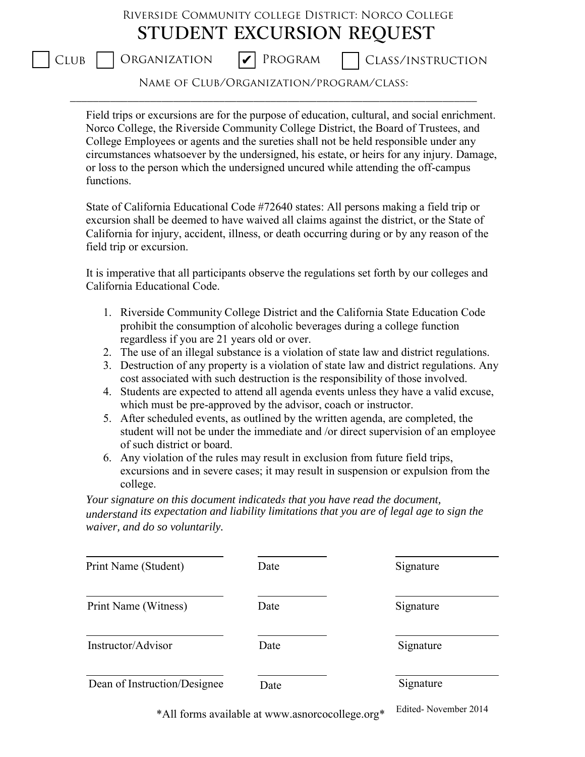Riverside Community college District: Norco College

# STUDENT EXCURSION REQUEST

☐ Club ☐ Organization ☑ Program ☐ Class/instruction

Name of Club/Organization/program/class: ______________________________

Field trips or excursions are for the purpose of education, cultural, and social enrichment. Norco College, the Riverside Community College District, the Board of Trustees, and College Employees or agents and the sureties shall not be held responsible under any circumstances whatsoever by the undersigned, his estate, or heirs for any injury. Damage, or loss to the person which the undersigned uncured while attending the off-campus functions.

State of California Educational Code #72640 states: All persons making a field trip or excursion shall be deemed to have waived all claims against the district, or the State of California for injury, accident, illness, or death occurring during or by any reason of the field trip or excursion.

It is imperative that all participants observe the regulations set forth by our colleges and California Educational Code.

1. Riverside Community College District and the California State Education Code prohibit the consumption of alcoholic beverages during a college function regardless if you are 21 years old or over.
2. The use of an illegal substance is a violation of state law and district regulations.
3. Destruction of any property is a violation of state law and district regulations. Any cost associated with such destruction is the responsibility of those involved.
4. Students are expected to attend all agenda events unless they have a valid excuse, which must be pre-approved by the advisor, coach or instructor.
5. After scheduled events, as outlined by the written agenda, are completed, the student will not be under the immediate and /or direct supervision of an employee of such district or board.
6. Any violation of the rules may result in exclusion from future field trips, excursions and in severe cases; it may result in suspension or expulsion from the college.

*Your signature on this document indicateds that you have read the document, understand its expectation and liability limitations that you are of legal age to sign the waiver, and do so voluntarily.*

| | | |
|---|---|---|
| Print Name (Student) | Date | Signature |
| Print Name (Witness) | Date | Signature |
| Instructor/Advisor | Date | Signature |
| Dean of Instruction/Designee | Date | Signature |

*All forms available at www.asnorcocollege.org*

Edited- November 2014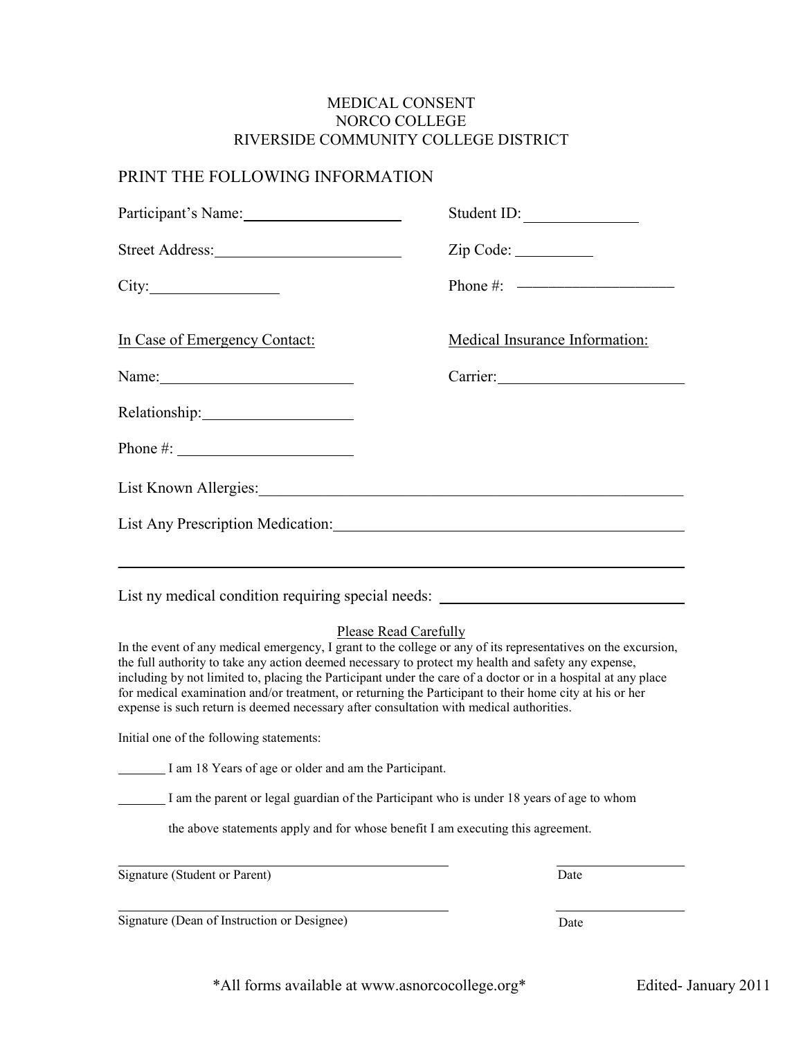# MEDICAL CONSENT
# NORCO COLLEGE
# RIVERSIDE COMMUNITY COLLEGE DISTRICT

## PRINT THE FOLLOWING INFORMATION

Participant's Name:____________________ Student ID:______________

Street Address:______________________ Zip Code: __________

City:________________ Phone #: ____________________

In Case of Emergency Contact:

Name:______________________

Relationship:__________________

Phone #: ____________________

Medical Insurance Information:

Carrier:______________________

List Known Allergies:__________________________________________________

List Any Prescription Medication:__________________________________________

_______________________________________________________________________

List ny medical condition requiring special needs: ____________________________

Please Read Carefully

In the event of any medical emergency, I grant to the college or any of its representatives on the excursion, the full authority to take any action deemed necessary to protect my health and safety any expense, including by not limited to, placing the Participant under the care of a doctor or in a hospital at any place for medical examination and/or treatment, or returning the Participant to their home city at his or her expense is such return is deemed necessary after consultation with medical authorities.

Initial one of the following statements:

_______ I am 18 Years of age or older and am the Participant.

_______ I am the parent or legal guardian of the Participant who is under 18 years of age to whom the above statements apply and for whose benefit I am executing this agreement.

_____________________________________ ________________
Signature (Student or Parent) Date

_____________________________________ ________________
Signature (Dean of Instruction or Designee) Date

*All forms available at www.asnorcocollege.org* Edited- January 2011